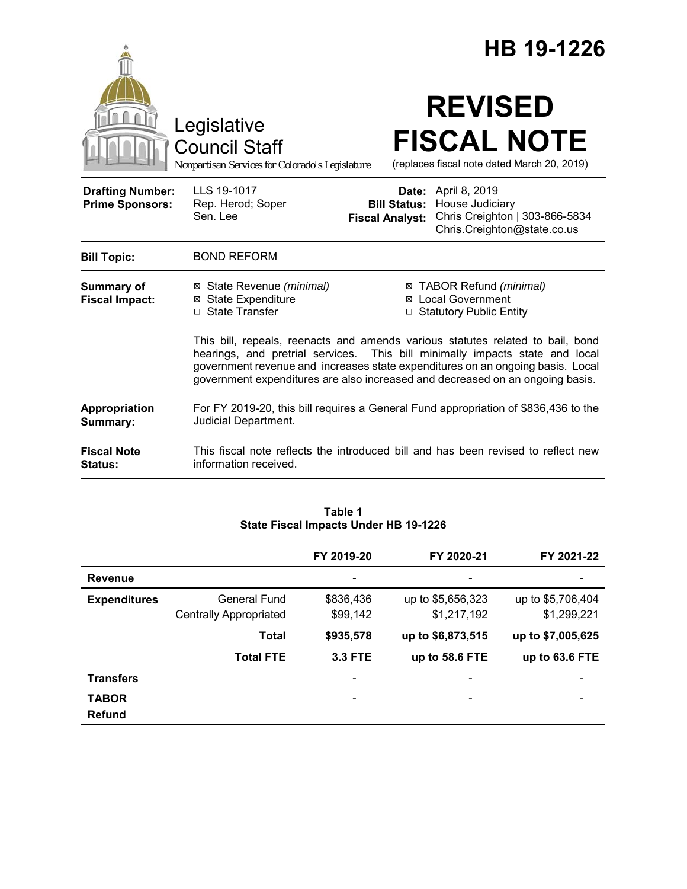# HB 19-1226

Legislative Council Staff

*Nonpartisan Services for Colorado's Legislature*

# REVISED FISCAL NOTE

(replaces fiscal note dated March 20, 2019)

| | | | |
|---|---|---|---|
| **Drafting Number:** | LLS 19-1017 | **Date:** | April 8, 2019 |
| **Prime Sponsors:** | Rep. Herod; Soper<br>Sen. Lee | **Bill Status:** | House Judiciary |
| | | **Fiscal Analyst:** | Chris Creighton \| 303-866-5834<br>Chris.Creighton@state.co.us |

| | |
|---|---|
| **Bill Topic:** | BOND REFORM |

**Summary of Fiscal Impact:**

- ☒ State Revenue *(minimal)*
- ☒ State Expenditure
- ☐ State Transfer
- ☒ TABOR Refund *(minimal)*
- ☒ Local Government
- ☐ Statutory Public Entity

This bill, repeals, reenacts and amends various statutes related to bail, bond hearings, and pretrial services. This bill minimally impacts state and local government revenue and increases state expenditures on an ongoing basis. Local government expenditures are also increased and decreased on an ongoing basis.

**Appropriation Summary:** For FY 2019-20, this bill requires a General Fund appropriation of $836,436 to the Judicial Department.

**Fiscal Note Status:** This fiscal note reflects the introduced bill and has been revised to reflect new information received.

**Table 1**
**State Fiscal Impacts Under HB 19-1226**

| | | FY 2019-20 | FY 2020-21 | FY 2021-22 |
|---|---|---|---|---|
| **Revenue** | | - | - | - |
| **Expenditures** | General Fund | $836,436 | up to $5,656,323 | up to $5,706,404 |
| | Centrally Appropriated | $99,142 | $1,217,192 | $1,299,221 |
| | **Total** | **$935,578** | **up to $6,873,515** | **up to $7,005,625** |
| | **Total FTE** | **3.3 FTE** | **up to 58.6 FTE** | **up to 63.6 FTE** |
| **Transfers** | | - | - | - |
| **TABOR Refund** | | - | - | - |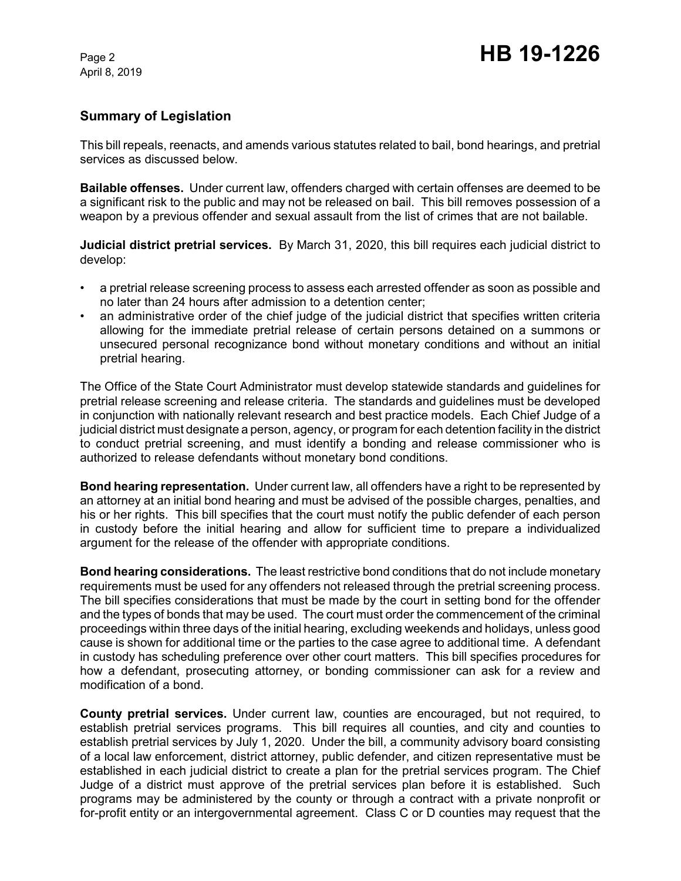## Summary of Legislation

This bill repeals, reenacts, and amends various statutes related to bail, bond hearings, and pretrial services as discussed below.

**Bailable offenses.** Under current law, offenders charged with certain offenses are deemed to be a significant risk to the public and may not be released on bail. This bill removes possession of a weapon by a previous offender and sexual assault from the list of crimes that are not bailable.

**Judicial district pretrial services.** By March 31, 2020, this bill requires each judicial district to develop:

- a pretrial release screening process to assess each arrested offender as soon as possible and no later than 24 hours after admission to a detention center;
- an administrative order of the chief judge of the judicial district that specifies written criteria allowing for the immediate pretrial release of certain persons detained on a summons or unsecured personal recognizance bond without monetary conditions and without an initial pretrial hearing.

The Office of the State Court Administrator must develop statewide standards and guidelines for pretrial release screening and release criteria. The standards and guidelines must be developed in conjunction with nationally relevant research and best practice models. Each Chief Judge of a judicial district must designate a person, agency, or program for each detention facility in the district to conduct pretrial screening, and must identify a bonding and release commissioner who is authorized to release defendants without monetary bond conditions.

**Bond hearing representation.** Under current law, all offenders have a right to be represented by an attorney at an initial bond hearing and must be advised of the possible charges, penalties, and his or her rights. This bill specifies that the court must notify the public defender of each person in custody before the initial hearing and allow for sufficient time to prepare a individualized argument for the release of the offender with appropriate conditions.

**Bond hearing considerations.** The least restrictive bond conditions that do not include monetary requirements must be used for any offenders not released through the pretrial screening process. The bill specifies considerations that must be made by the court in setting bond for the offender and the types of bonds that may be used. The court must order the commencement of the criminal proceedings within three days of the initial hearing, excluding weekends and holidays, unless good cause is shown for additional time or the parties to the case agree to additional time. A defendant in custody has scheduling preference over other court matters. This bill specifies procedures for how a defendant, prosecuting attorney, or bonding commissioner can ask for a review and modification of a bond.

**County pretrial services.** Under current law, counties are encouraged, but not required, to establish pretrial services programs. This bill requires all counties, and city and counties to establish pretrial services by July 1, 2020. Under the bill, a community advisory board consisting of a local law enforcement, district attorney, public defender, and citizen representative must be established in each judicial district to create a plan for the pretrial services program. The Chief Judge of a district must approve of the pretrial services plan before it is established. Such programs may be administered by the county or through a contract with a private nonprofit or for-profit entity or an intergovernmental agreement. Class C or D counties may request that the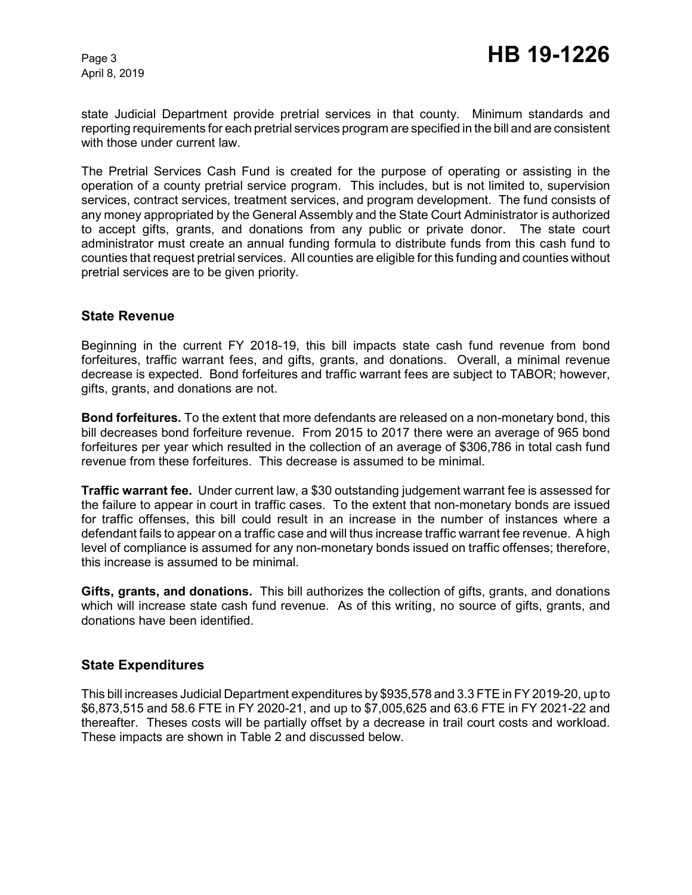state Judicial Department provide pretrial services in that county. Minimum standards and reporting requirements for each pretrial services program are specified in the bill and are consistent with those under current law.

The Pretrial Services Cash Fund is created for the purpose of operating or assisting in the operation of a county pretrial service program. This includes, but is not limited to, supervision services, contract services, treatment services, and program development. The fund consists of any money appropriated by the General Assembly and the State Court Administrator is authorized to accept gifts, grants, and donations from any public or private donor. The state court administrator must create an annual funding formula to distribute funds from this cash fund to counties that request pretrial services. All counties are eligible for this funding and counties without pretrial services are to be given priority.

## State Revenue

Beginning in the current FY 2018-19, this bill impacts state cash fund revenue from bond forfeitures, traffic warrant fees, and gifts, grants, and donations. Overall, a minimal revenue decrease is expected. Bond forfeitures and traffic warrant fees are subject to TABOR; however, gifts, grants, and donations are not.

**Bond forfeitures.** To the extent that more defendants are released on a non-monetary bond, this bill decreases bond forfeiture revenue. From 2015 to 2017 there were an average of 965 bond forfeitures per year which resulted in the collection of an average of $306,786 in total cash fund revenue from these forfeitures. This decrease is assumed to be minimal.

**Traffic warrant fee.** Under current law, a $30 outstanding judgement warrant fee is assessed for the failure to appear in court in traffic cases. To the extent that non-monetary bonds are issued for traffic offenses, this bill could result in an increase in the number of instances where a defendant fails to appear on a traffic case and will thus increase traffic warrant fee revenue. A high level of compliance is assumed for any non-monetary bonds issued on traffic offenses; therefore, this increase is assumed to be minimal.

**Gifts, grants, and donations.** This bill authorizes the collection of gifts, grants, and donations which will increase state cash fund revenue. As of this writing, no source of gifts, grants, and donations have been identified.

## State Expenditures

This bill increases Judicial Department expenditures by $935,578 and 3.3 FTE in FY 2019-20, up to $6,873,515 and 58.6 FTE in FY 2020-21, and up to $7,005,625 and 63.6 FTE in FY 2021-22 and thereafter. Theses costs will be partially offset by a decrease in trail court costs and workload. These impacts are shown in Table 2 and discussed below.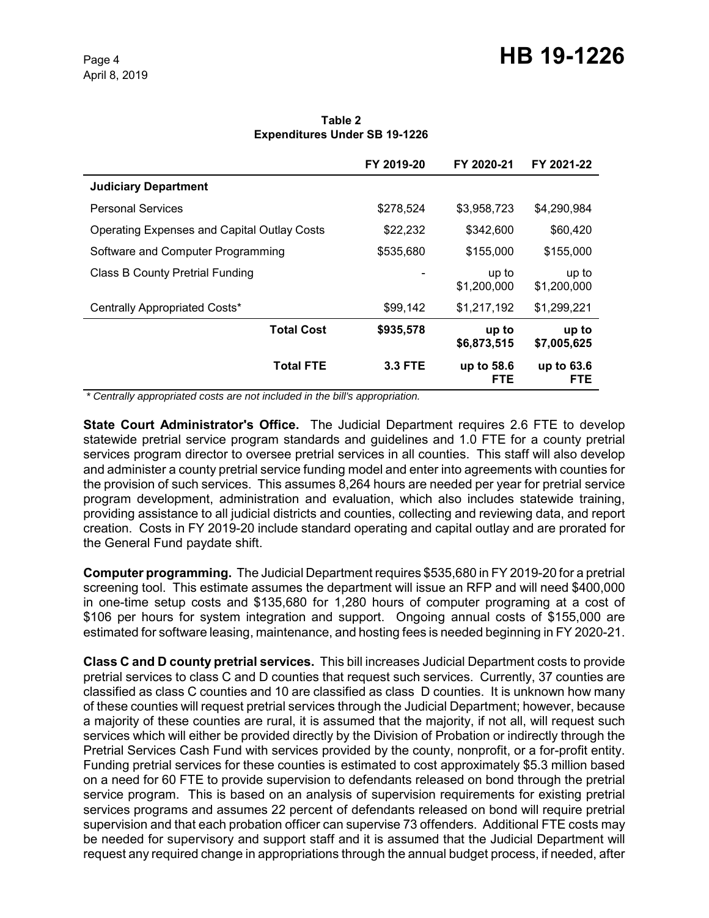**Table 2**
**Expenditures Under SB 19-1226**

| | FY 2019-20 | FY 2020-21 | FY 2021-22 |
|---|---|---|---|
| **Judiciary Department** | | | |
| Personal Services | $278,524 | $3,958,723 | $4,290,984 |
| Operating Expenses and Capital Outlay Costs | $22,232 | $342,600 | $60,420 |
| Software and Computer Programming | $535,680 | $155,000 | $155,000 |
| Class B County Pretrial Funding | - | up to $1,200,000 | up to $1,200,000 |
| Centrally Appropriated Costs* | $99,142 | $1,217,192 | $1,299,221 |
| **Total Cost** | **$935,578** | **up to $6,873,515** | **up to $7,005,625** |
| **Total FTE** | **3.3 FTE** | **up to 58.6 FTE** | **up to 63.6 FTE** |

*\* Centrally appropriated costs are not included in the bill's appropriation.*

**State Court Administrator's Office.** The Judicial Department requires 2.6 FTE to develop statewide pretrial service program standards and guidelines and 1.0 FTE for a county pretrial services program director to oversee pretrial services in all counties. This staff will also develop and administer a county pretrial service funding model and enter into agreements with counties for the provision of such services. This assumes 8,264 hours are needed per year for pretrial service program development, administration and evaluation, which also includes statewide training, providing assistance to all judicial districts and counties, collecting and reviewing data, and report creation. Costs in FY 2019-20 include standard operating and capital outlay and are prorated for the General Fund paydate shift.

**Computer programming.** The Judicial Department requires $535,680 in FY 2019-20 for a pretrial screening tool. This estimate assumes the department will issue an RFP and will need $400,000 in one-time setup costs and $135,680 for 1,280 hours of computer programing at a cost of $106 per hours for system integration and support. Ongoing annual costs of $155,000 are estimated for software leasing, maintenance, and hosting fees is needed beginning in FY 2020-21.

**Class C and D county pretrial services.** This bill increases Judicial Department costs to provide pretrial services to class C and D counties that request such services. Currently, 37 counties are classified as class C counties and 10 are classified as class D counties. It is unknown how many of these counties will request pretrial services through the Judicial Department; however, because a majority of these counties are rural, it is assumed that the majority, if not all, will request such services which will either be provided directly by the Division of Probation or indirectly through the Pretrial Services Cash Fund with services provided by the county, nonprofit, or a for-profit entity. Funding pretrial services for these counties is estimated to cost approximately $5.3 million based on a need for 60 FTE to provide supervision to defendants released on bond through the pretrial service program. This is based on an analysis of supervision requirements for existing pretrial services programs and assumes 22 percent of defendants released on bond will require pretrial supervision and that each probation officer can supervise 73 offenders. Additional FTE costs may be needed for supervisory and support staff and it is assumed that the Judicial Department will request any required change in appropriations through the annual budget process, if needed, after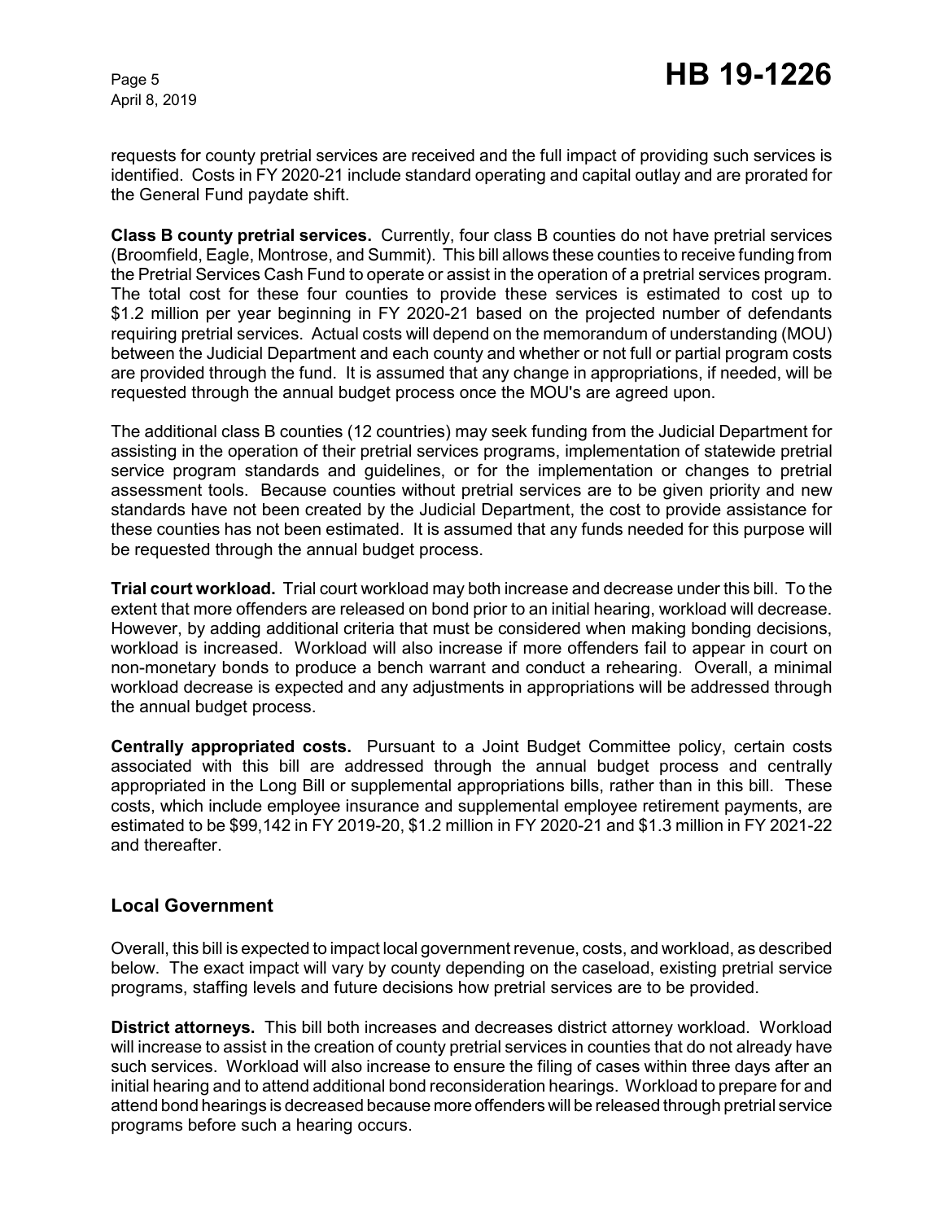requests for county pretrial services are received and the full impact of providing such services is identified. Costs in FY 2020-21 include standard operating and capital outlay and are prorated for the General Fund paydate shift.

**Class B county pretrial services.** Currently, four class B counties do not have pretrial services (Broomfield, Eagle, Montrose, and Summit). This bill allows these counties to receive funding from the Pretrial Services Cash Fund to operate or assist in the operation of a pretrial services program. The total cost for these four counties to provide these services is estimated to cost up to $1.2 million per year beginning in FY 2020-21 based on the projected number of defendants requiring pretrial services. Actual costs will depend on the memorandum of understanding (MOU) between the Judicial Department and each county and whether or not full or partial program costs are provided through the fund. It is assumed that any change in appropriations, if needed, will be requested through the annual budget process once the MOU's are agreed upon.

The additional class B counties (12 countries) may seek funding from the Judicial Department for assisting in the operation of their pretrial services programs, implementation of statewide pretrial service program standards and guidelines, or for the implementation or changes to pretrial assessment tools. Because counties without pretrial services are to be given priority and new standards have not been created by the Judicial Department, the cost to provide assistance for these counties has not been estimated. It is assumed that any funds needed for this purpose will be requested through the annual budget process.

**Trial court workload.** Trial court workload may both increase and decrease under this bill. To the extent that more offenders are released on bond prior to an initial hearing, workload will decrease. However, by adding additional criteria that must be considered when making bonding decisions, workload is increased. Workload will also increase if more offenders fail to appear in court on non-monetary bonds to produce a bench warrant and conduct a rehearing. Overall, a minimal workload decrease is expected and any adjustments in appropriations will be addressed through the annual budget process.

**Centrally appropriated costs.** Pursuant to a Joint Budget Committee policy, certain costs associated with this bill are addressed through the annual budget process and centrally appropriated in the Long Bill or supplemental appropriations bills, rather than in this bill. These costs, which include employee insurance and supplemental employee retirement payments, are estimated to be $99,142 in FY 2019-20, $1.2 million in FY 2020-21 and $1.3 million in FY 2021-22 and thereafter.

## Local Government

Overall, this bill is expected to impact local government revenue, costs, and workload, as described below. The exact impact will vary by county depending on the caseload, existing pretrial service programs, staffing levels and future decisions how pretrial services are to be provided.

**District attorneys.** This bill both increases and decreases district attorney workload. Workload will increase to assist in the creation of county pretrial services in counties that do not already have such services. Workload will also increase to ensure the filing of cases within three days after an initial hearing and to attend additional bond reconsideration hearings. Workload to prepare for and attend bond hearings is decreased because more offenders will be released through pretrial service programs before such a hearing occurs.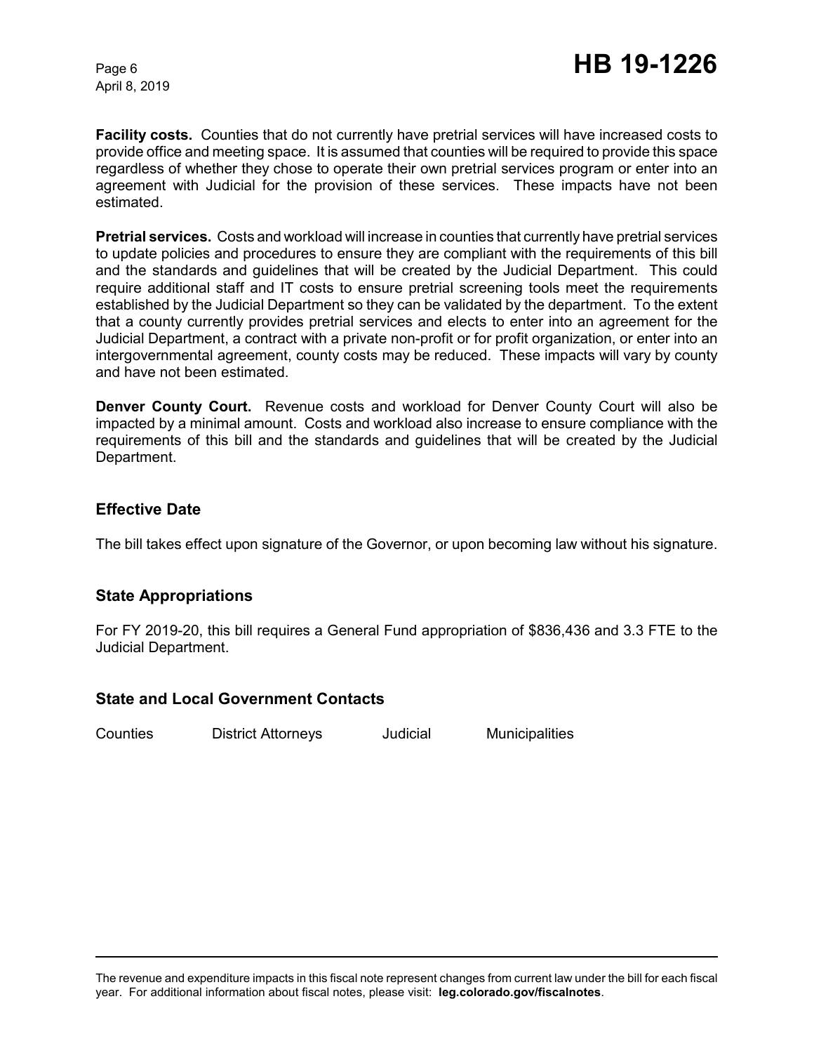**Facility costs.** Counties that do not currently have pretrial services will have increased costs to provide office and meeting space. It is assumed that counties will be required to provide this space regardless of whether they chose to operate their own pretrial services program or enter into an agreement with Judicial for the provision of these services. These impacts have not been estimated.

**Pretrial services.** Costs and workload will increase in counties that currently have pretrial services to update policies and procedures to ensure they are compliant with the requirements of this bill and the standards and guidelines that will be created by the Judicial Department. This could require additional staff and IT costs to ensure pretrial screening tools meet the requirements established by the Judicial Department so they can be validated by the department. To the extent that a county currently provides pretrial services and elects to enter into an agreement for the Judicial Department, a contract with a private non-profit or for profit organization, or enter into an intergovernmental agreement, county costs may be reduced. These impacts will vary by county and have not been estimated.

**Denver County Court.** Revenue costs and workload for Denver County Court will also be impacted by a minimal amount. Costs and workload also increase to ensure compliance with the requirements of this bill and the standards and guidelines that will be created by the Judicial Department.

## Effective Date

The bill takes effect upon signature of the Governor, or upon becoming law without his signature.

## State Appropriations

For FY 2019-20, this bill requires a General Fund appropriation of $836,436 and 3.3 FTE to the Judicial Department.

## State and Local Government Contacts

| | | | |
|---|---|---|---|
| Counties | District Attorneys | Judicial | Municipalities |

The revenue and expenditure impacts in this fiscal note represent changes from current law under the bill for each fiscal year. For additional information about fiscal notes, please visit: **leg.colorado.gov/fiscalnotes**.